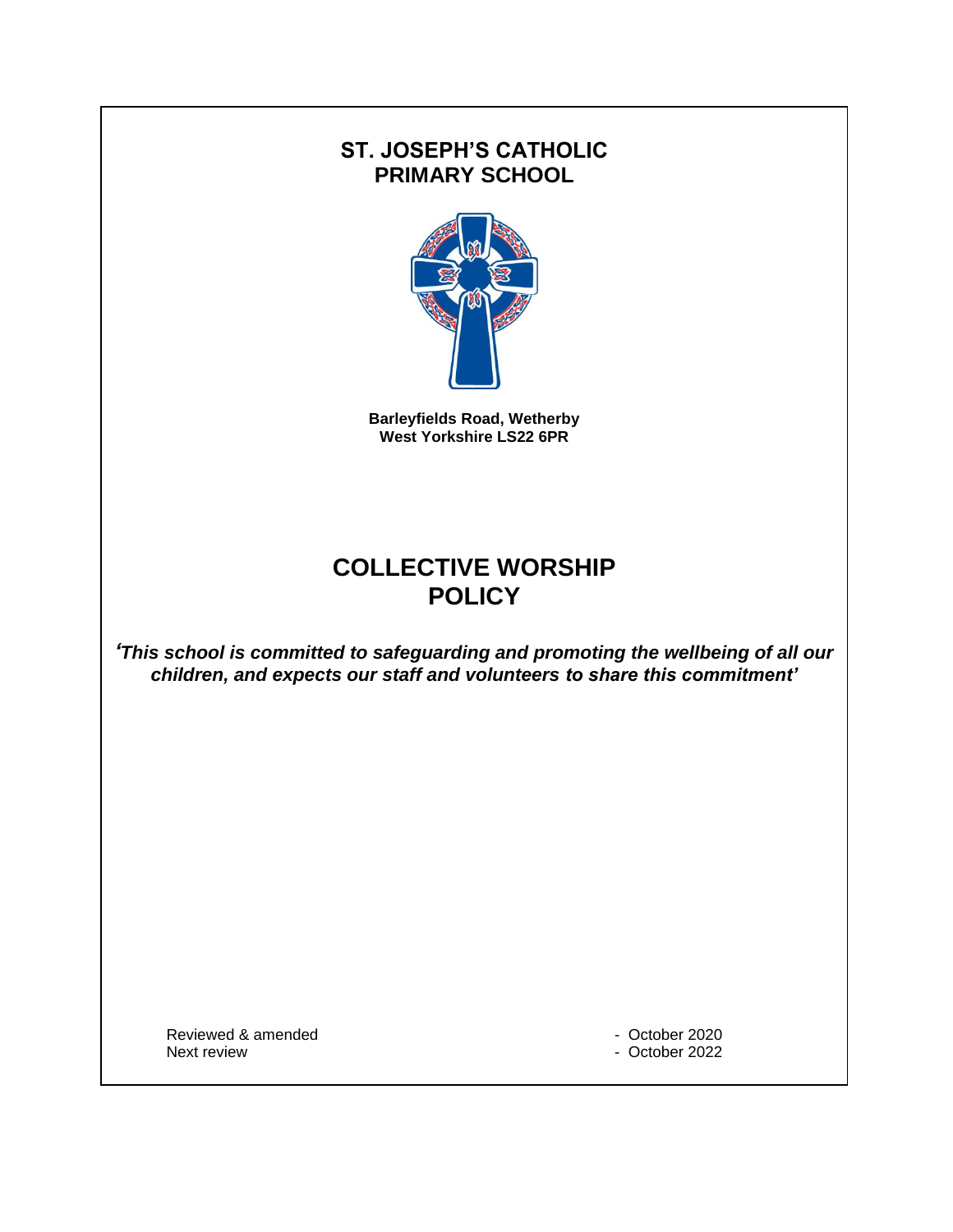# ST. JOSEPH'S CATHOLIC PRIMARY SCHOOL

**Barleyfields Road, Wetherby**
**West Yorkshire LS22 6PR**

# COLLECTIVE WORSHIP POLICY

***'This school is committed to safeguarding and promoting the wellbeing of all our children, and expects our staff and volunteers to share this commitment'***

Reviewed & amended - October 2020
Next review - October 2022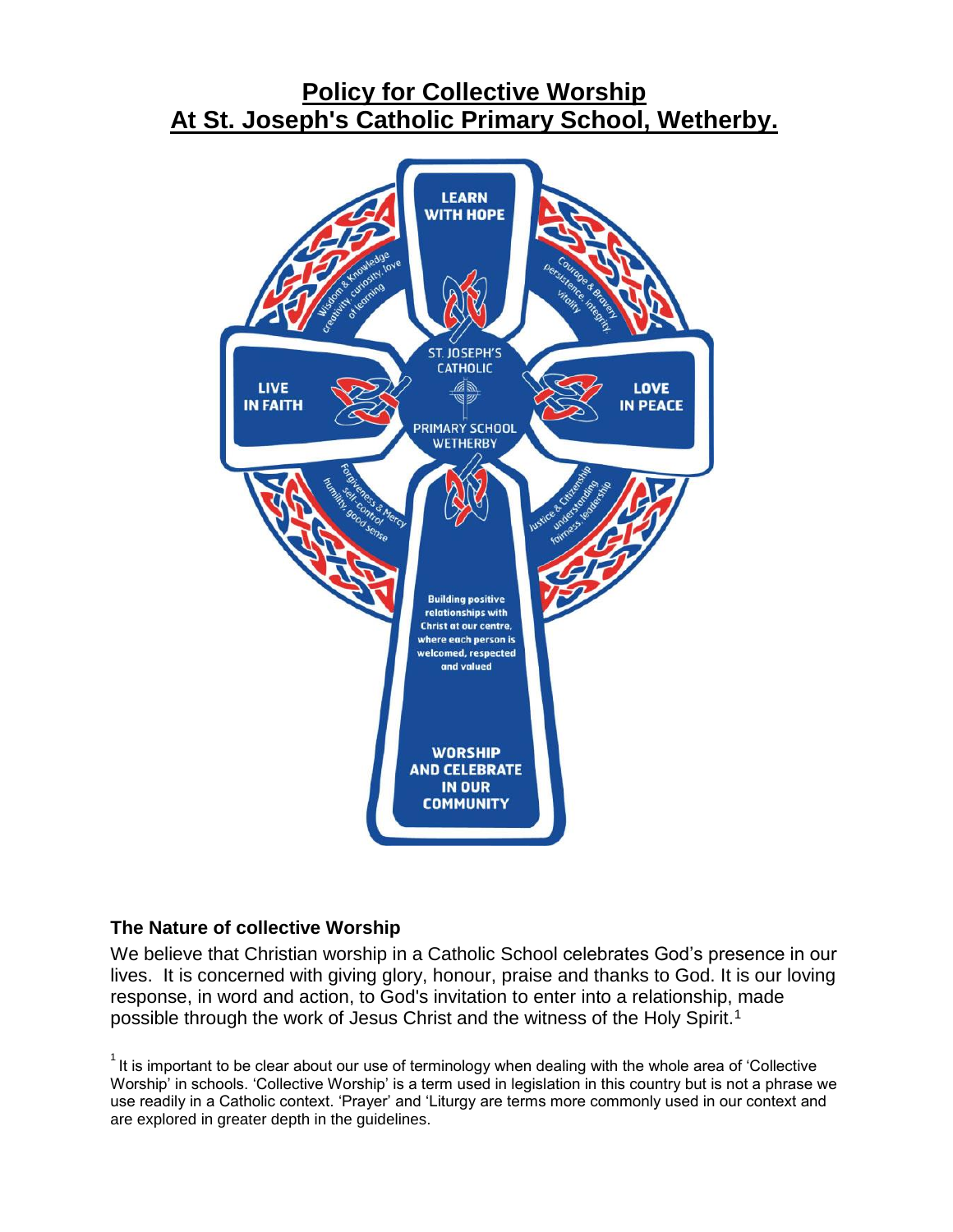# Policy for Collective Worship At St. Joseph's Catholic Primary School, Wetherby.

LEARN WITH HOPE

LIVE IN FAITH

LOVE IN PEACE

ST. JOSEPH'S CATHOLIC PRIMARY SCHOOL WETHERBY

Wisdom & Knowledge creativity, curiosity, love of learning

Courage & Bravery persistence, integrity, vitality

Forgiveness & Mercy self-control humility, good sense

Justice & Citizenship understanding fairness, leadership

Building positive relationships with Christ at our centre, where each person is welcomed, respected and valued

WORSHIP AND CELEBRATE IN OUR COMMUNITY

## The Nature of collective Worship

We believe that Christian worship in a Catholic School celebrates God's presence in our lives. It is concerned with giving glory, honour, praise and thanks to God. It is our loving response, in word and action, to God's invitation to enter into a relationship, made possible through the work of Jesus Christ and the witness of the Holy Spirit.[1]

[1] It is important to be clear about our use of terminology when dealing with the whole area of 'Collective Worship' in schools. 'Collective Worship' is a term used in legislation in this country but is not a phrase we use readily in a Catholic context. 'Prayer' and 'Liturgy are terms more commonly used in our context and are explored in greater depth in the guidelines.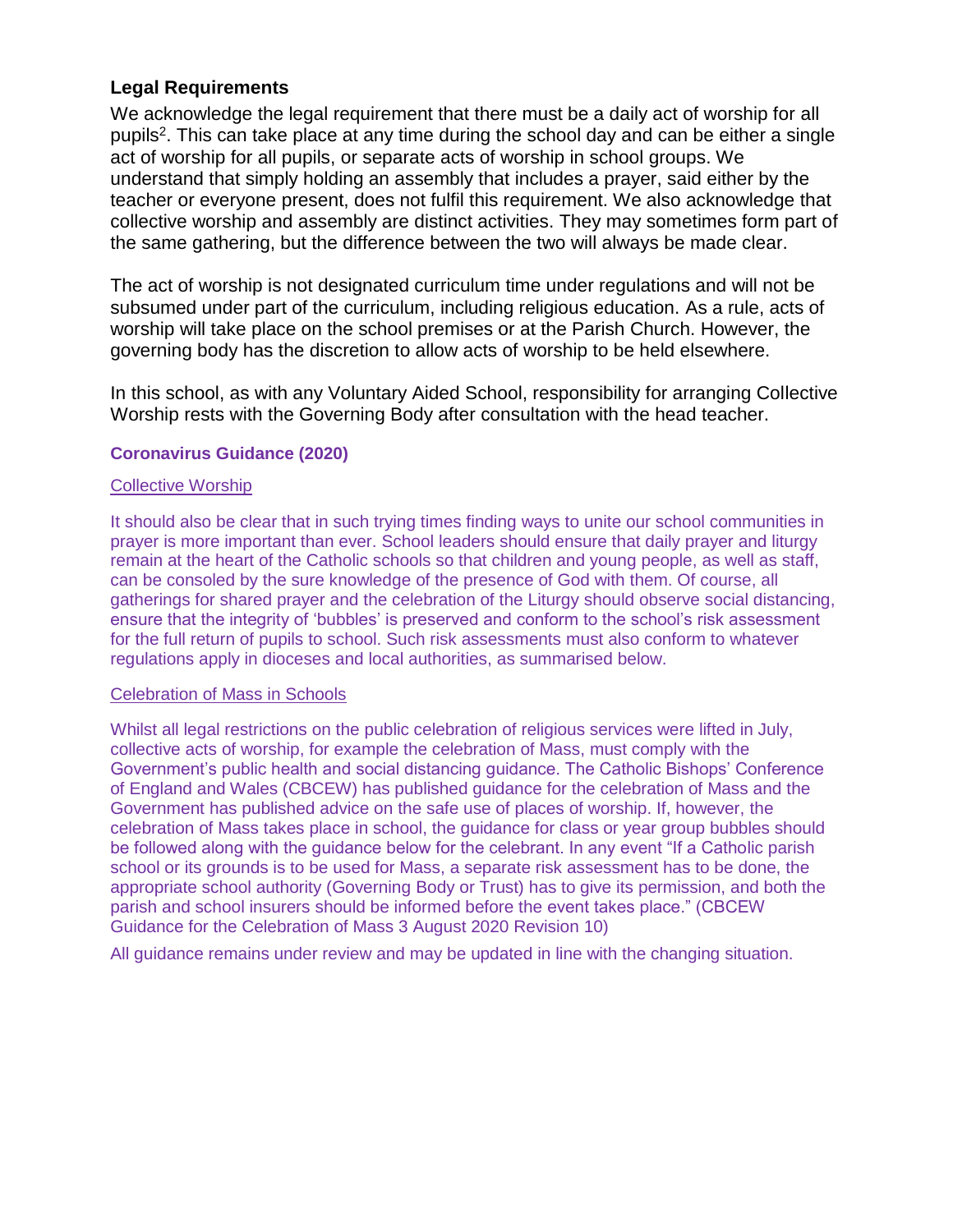## Legal Requirements

We acknowledge the legal requirement that there must be a daily act of worship for all pupils[2]. This can take place at any time during the school day and can be either a single act of worship for all pupils, or separate acts of worship in school groups. We understand that simply holding an assembly that includes a prayer, said either by the teacher or everyone present, does not fulfil this requirement. We also acknowledge that collective worship and assembly are distinct activities. They may sometimes form part of the same gathering, but the difference between the two will always be made clear.

The act of worship is not designated curriculum time under regulations and will not be subsumed under part of the curriculum, including religious education. As a rule, acts of worship will take place on the school premises or at the Parish Church. However, the governing body has the discretion to allow acts of worship to be held elsewhere.

In this school, as with any Voluntary Aided School, responsibility for arranging Collective Worship rests with the Governing Body after consultation with the head teacher.

### Coronavirus Guidance (2020)

Collective Worship

It should also be clear that in such trying times finding ways to unite our school communities in prayer is more important than ever. School leaders should ensure that daily prayer and liturgy remain at the heart of the Catholic schools so that children and young people, as well as staff, can be consoled by the sure knowledge of the presence of God with them. Of course, all gatherings for shared prayer and the celebration of the Liturgy should observe social distancing, ensure that the integrity of 'bubbles' is preserved and conform to the school's risk assessment for the full return of pupils to school. Such risk assessments must also conform to whatever regulations apply in dioceses and local authorities, as summarised below.

Celebration of Mass in Schools

Whilst all legal restrictions on the public celebration of religious services were lifted in July, collective acts of worship, for example the celebration of Mass, must comply with the Government's public health and social distancing guidance. The Catholic Bishops' Conference of England and Wales (CBCEW) has published guidance for the celebration of Mass and the Government has published advice on the safe use of places of worship. If, however, the celebration of Mass takes place in school, the guidance for class or year group bubbles should be followed along with the guidance below for the celebrant. In any event "If a Catholic parish school or its grounds is to be used for Mass, a separate risk assessment has to be done, the appropriate school authority (Governing Body or Trust) has to give its permission, and both the parish and school insurers should be informed before the event takes place." (CBCEW Guidance for the Celebration of Mass 3 August 2020 Revision 10)

All guidance remains under review and may be updated in line with the changing situation.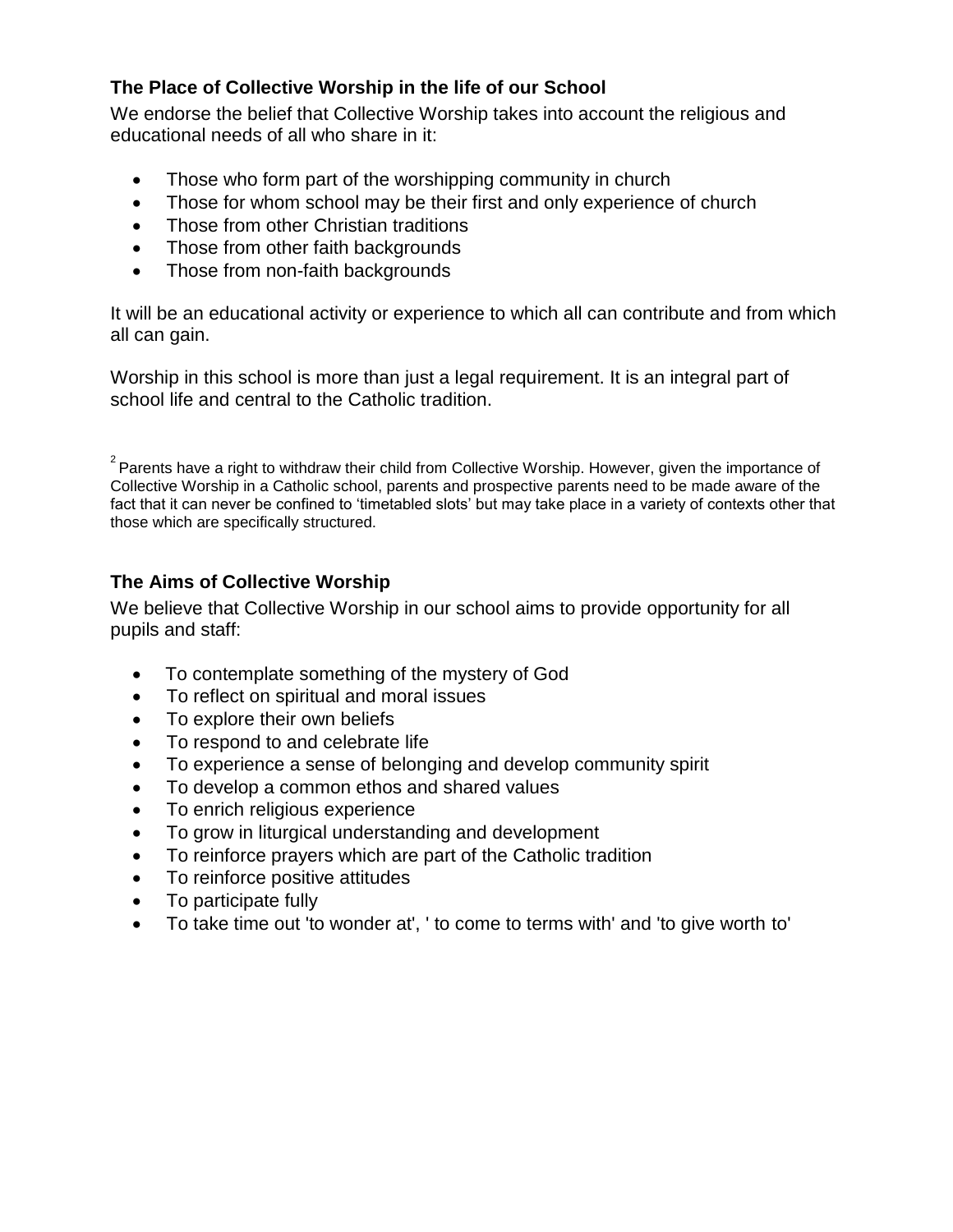### The Place of Collective Worship in the life of our School

We endorse the belief that Collective Worship takes into account the religious and educational needs of all who share in it:

- Those who form part of the worshipping community in church
- Those for whom school may be their first and only experience of church
- Those from other Christian traditions
- Those from other faith backgrounds
- Those from non-faith backgrounds

It will be an educational activity or experience to which all can contribute and from which all can gain.

Worship in this school is more than just a legal requirement. It is an integral part of school life and central to the Catholic tradition.

[2] Parents have a right to withdraw their child from Collective Worship. However, given the importance of Collective Worship in a Catholic school, parents and prospective parents need to be made aware of the fact that it can never be confined to 'timetabled slots' but may take place in a variety of contexts other that those which are specifically structured.

### The Aims of Collective Worship

We believe that Collective Worship in our school aims to provide opportunity for all pupils and staff:

- To contemplate something of the mystery of God
- To reflect on spiritual and moral issues
- To explore their own beliefs
- To respond to and celebrate life
- To experience a sense of belonging and develop community spirit
- To develop a common ethos and shared values
- To enrich religious experience
- To grow in liturgical understanding and development
- To reinforce prayers which are part of the Catholic tradition
- To reinforce positive attitudes
- To participate fully
- To take time out 'to wonder at', ' to come to terms with' and 'to give worth to'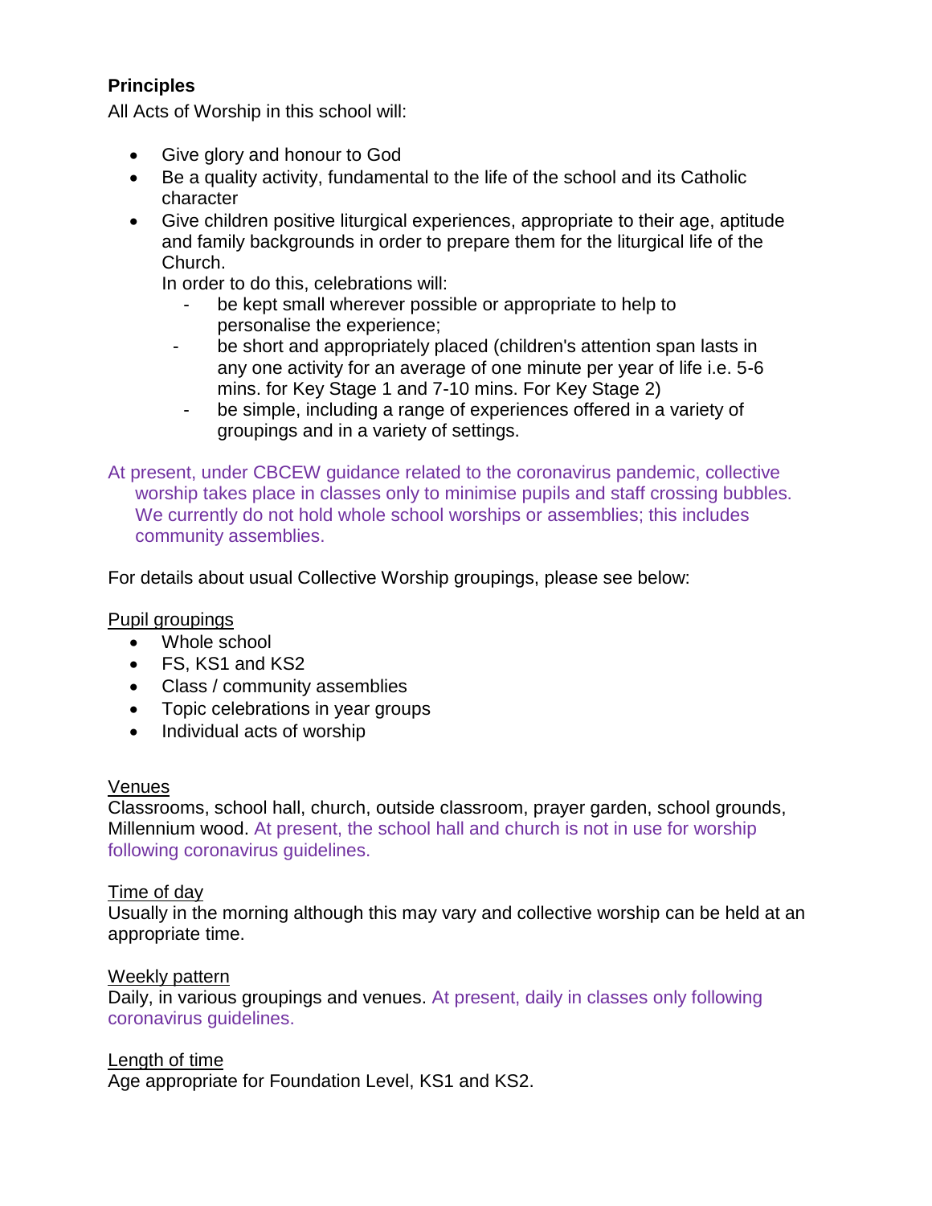**Principles**

All Acts of Worship in this school will:

- Give glory and honour to God
- Be a quality activity, fundamental to the life of the school and its Catholic character
- Give children positive liturgical experiences, appropriate to their age, aptitude and family backgrounds in order to prepare them for the liturgical life of the Church.

  In order to do this, celebrations will:
  - be kept small wherever possible or appropriate to help to personalise the experience;
  - be short and appropriately placed (children's attention span lasts in any one activity for an average of one minute per year of life i.e. 5-6 mins. for Key Stage 1 and 7-10 mins. For Key Stage 2)
  - be simple, including a range of experiences offered in a variety of groupings and in a variety of settings.

At present, under CBCEW guidance related to the coronavirus pandemic, collective worship takes place in classes only to minimise pupils and staff crossing bubbles. We currently do not hold whole school worships or assemblies; this includes community assemblies.

For details about usual Collective Worship groupings, please see below:

Pupil groupings

- Whole school
- FS, KS1 and KS2
- Class / community assemblies
- Topic celebrations in year groups
- Individual acts of worship

Venues

Classrooms, school hall, church, outside classroom, prayer garden, school grounds, Millennium wood. At present, the school hall and church is not in use for worship following coronavirus guidelines.

Time of day

Usually in the morning although this may vary and collective worship can be held at an appropriate time.

Weekly pattern

Daily, in various groupings and venues. At present, daily in classes only following coronavirus guidelines.

Length of time

Age appropriate for Foundation Level, KS1 and KS2.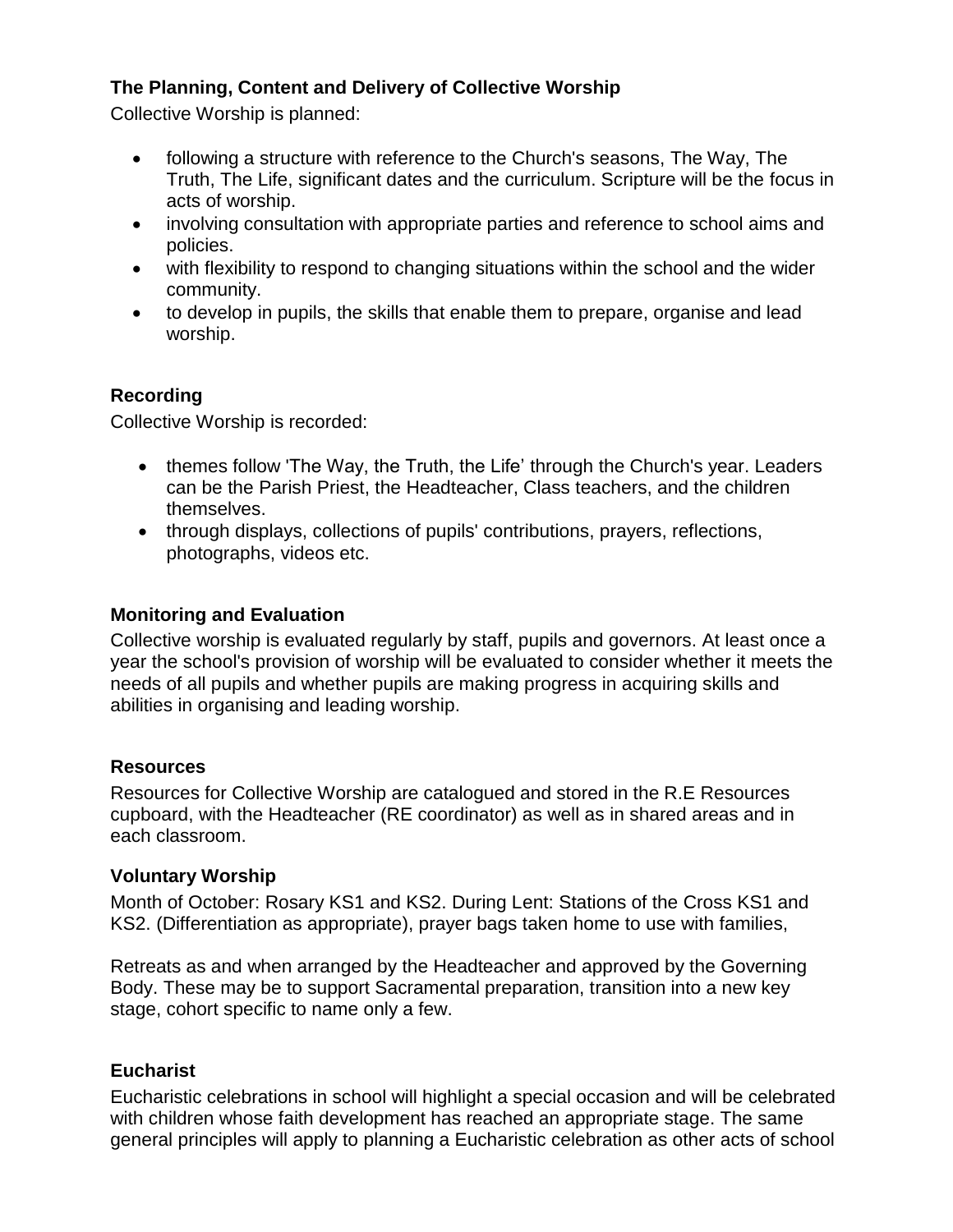**The Planning, Content and Delivery of Collective Worship**

Collective Worship is planned:

- following a structure with reference to the Church's seasons, The Way, The Truth, The Life, significant dates and the curriculum. Scripture will be the focus in acts of worship.
- involving consultation with appropriate parties and reference to school aims and policies.
- with flexibility to respond to changing situations within the school and the wider community.
- to develop in pupils, the skills that enable them to prepare, organise and lead worship.

**Recording**

Collective Worship is recorded:

- themes follow 'The Way, the Truth, the Life' through the Church's year. Leaders can be the Parish Priest, the Headteacher, Class teachers, and the children themselves.
- through displays, collections of pupils' contributions, prayers, reflections, photographs, videos etc.

**Monitoring and Evaluation**

Collective worship is evaluated regularly by staff, pupils and governors. At least once a year the school's provision of worship will be evaluated to consider whether it meets the needs of all pupils and whether pupils are making progress in acquiring skills and abilities in organising and leading worship.

**Resources**

Resources for Collective Worship are catalogued and stored in the R.E Resources cupboard, with the Headteacher (RE coordinator) as well as in shared areas and in each classroom.

**Voluntary Worship**

Month of October: Rosary KS1 and KS2. During Lent: Stations of the Cross KS1 and KS2. (Differentiation as appropriate), prayer bags taken home to use with families,

Retreats as and when arranged by the Headteacher and approved by the Governing Body. These may be to support Sacramental preparation, transition into a new key stage, cohort specific to name only a few.

**Eucharist**

Eucharistic celebrations in school will highlight a special occasion and will be celebrated with children whose faith development has reached an appropriate stage. The same general principles will apply to planning a Eucharistic celebration as other acts of school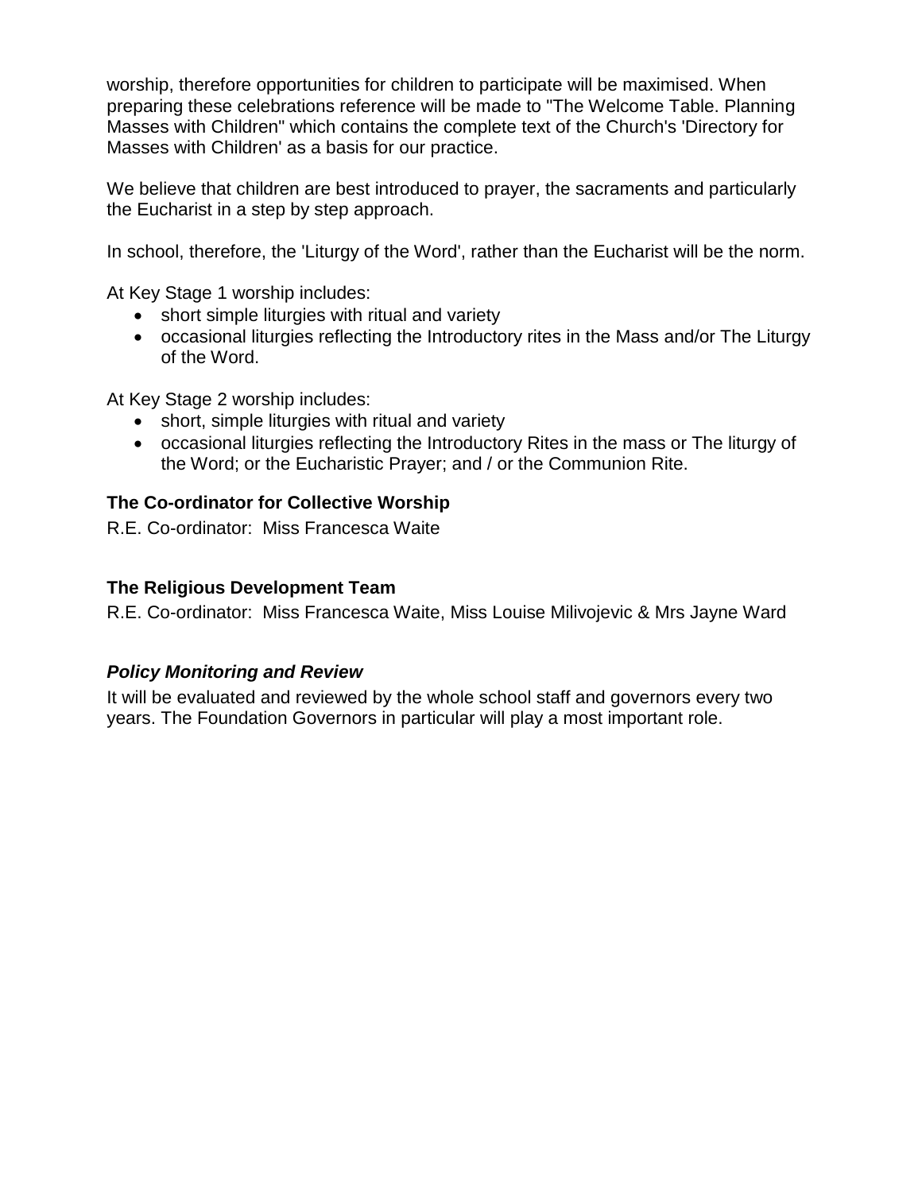worship, therefore opportunities for children to participate will be maximised. When preparing these celebrations reference will be made to "The Welcome Table. Planning Masses with Children" which contains the complete text of the Church's 'Directory for Masses with Children' as a basis for our practice.

We believe that children are best introduced to prayer, the sacraments and particularly the Eucharist in a step by step approach.

In school, therefore, the 'Liturgy of the Word', rather than the Eucharist will be the norm.

At Key Stage 1 worship includes:

- short simple liturgies with ritual and variety
- occasional liturgies reflecting the Introductory rites in the Mass and/or The Liturgy of the Word.

At Key Stage 2 worship includes:

- short, simple liturgies with ritual and variety
- occasional liturgies reflecting the Introductory Rites in the mass or The liturgy of the Word; or the Eucharistic Prayer; and / or the Communion Rite.

**The Co-ordinator for Collective Worship**

R.E. Co-ordinator: Miss Francesca Waite

**The Religious Development Team**

R.E. Co-ordinator: Miss Francesca Waite, Miss Louise Milivojevic & Mrs Jayne Ward

***Policy Monitoring and Review***

It will be evaluated and reviewed by the whole school staff and governors every two years. The Foundation Governors in particular will play a most important role.